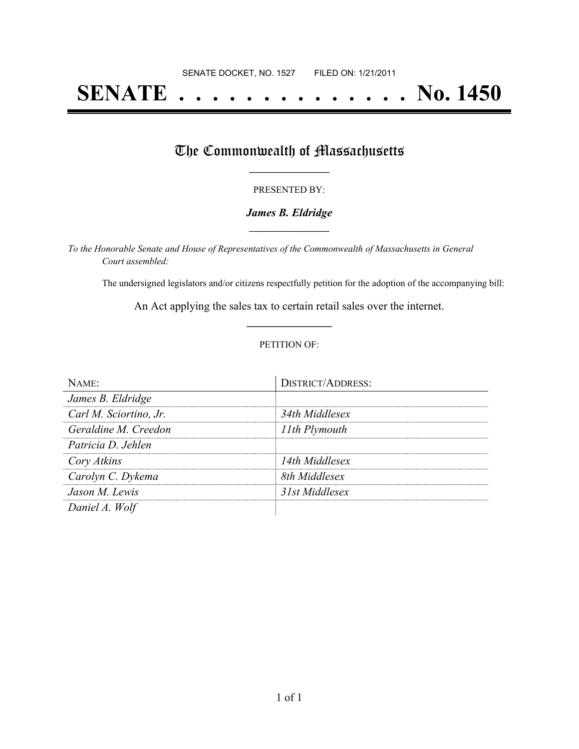SENATE DOCKET, NO. 1527 FILED ON: 1/21/2011

# SENATE . . . . . . . . . . . . . . No. 1450

## The Commonwealth of Massachusetts

PRESENTED BY:

***James B. Eldridge***

*To the Honorable Senate and House of Representatives of the Commonwealth of Massachusetts in General Court assembled:*

The undersigned legislators and/or citizens respectfully petition for the adoption of the accompanying bill:

An Act applying the sales tax to certain retail sales over the internet.

PETITION OF:

| NAME: | DISTRICT/ADDRESS: |
| --- | --- |
| *James B. Eldridge* | |
| *Carl M. Sciortino, Jr.* | *34th Middlesex* |
| *Geraldine M. Creedon* | *11th Plymouth* |
| *Patricia D. Jehlen* | |
| *Cory Atkins* | *14th Middlesex* |
| *Carolyn C. Dykema* | *8th Middlesex* |
| *Jason M. Lewis* | *31st Middlesex* |
| *Daniel A. Wolf* | |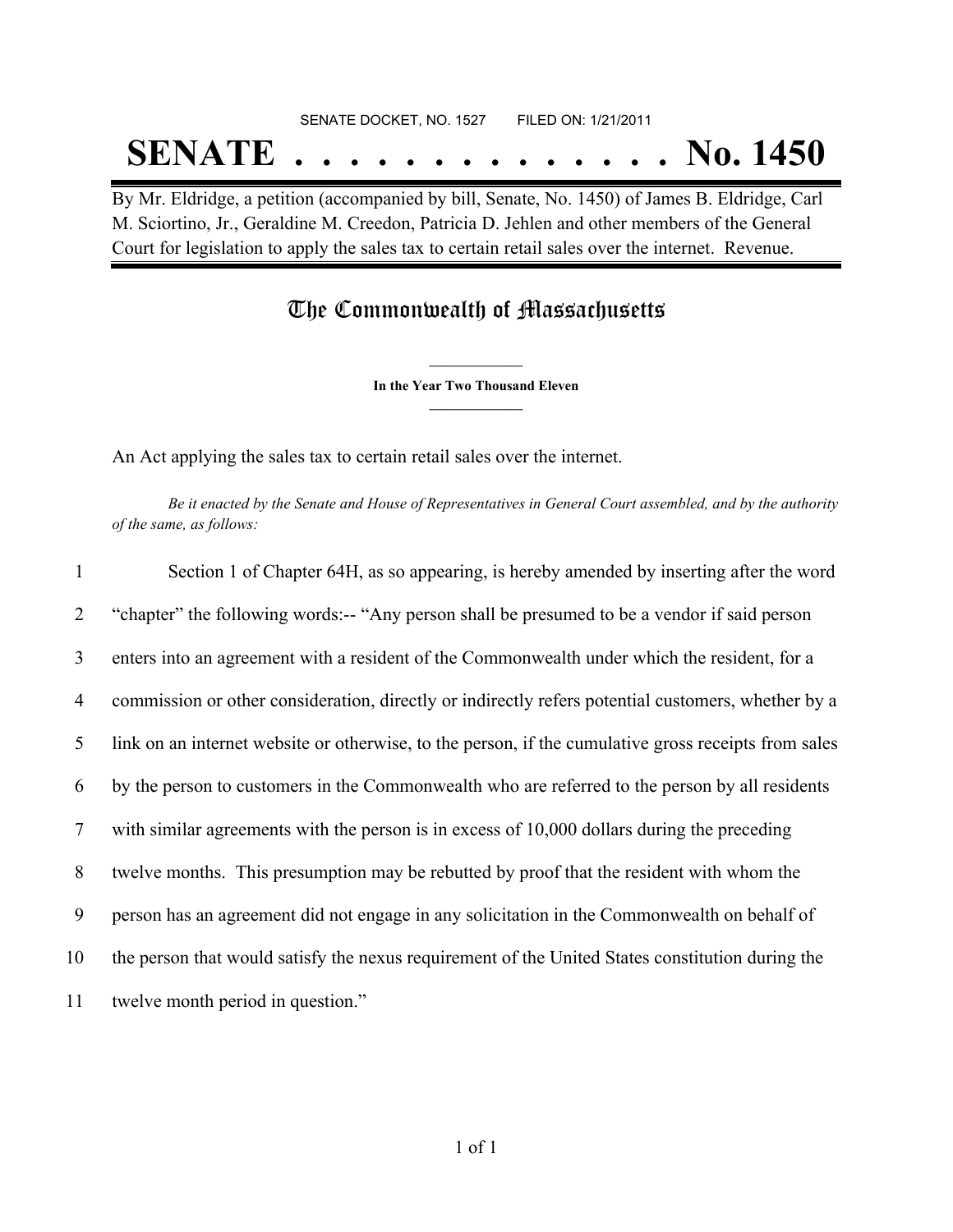SENATE DOCKET, NO. 1527        FILED ON: 1/21/2011

# SENATE . . . . . . . . . . . . . . No. 1450

By Mr. Eldridge, a petition (accompanied by bill, Senate, No. 1450) of James B. Eldridge, Carl M. Sciortino, Jr., Geraldine M. Creedon, Patricia D. Jehlen and other members of the General Court for legislation to apply the sales tax to certain retail sales over the internet. Revenue.

## The Commonwealth of Massachusetts

**In the Year Two Thousand Eleven**

An Act applying the sales tax to certain retail sales over the internet.

*Be it enacted by the Senate and House of Representatives in General Court assembled, and by the authority of the same, as follows:*

1 Section 1 of Chapter 64H, as so appearing, is hereby amended by inserting after the word
2 "chapter" the following words:-- "Any person shall be presumed to be a vendor if said person
3 enters into an agreement with a resident of the Commonwealth under which the resident, for a
4 commission or other consideration, directly or indirectly refers potential customers, whether by a
5 link on an internet website or otherwise, to the person, if the cumulative gross receipts from sales
6 by the person to customers in the Commonwealth who are referred to the person by all residents
7 with similar agreements with the person is in excess of 10,000 dollars during the preceding
8 twelve months. This presumption may be rebutted by proof that the resident with whom the
9 person has an agreement did not engage in any solicitation in the Commonwealth on behalf of
10 the person that would satisfy the nexus requirement of the United States constitution during the
11 twelve month period in question."